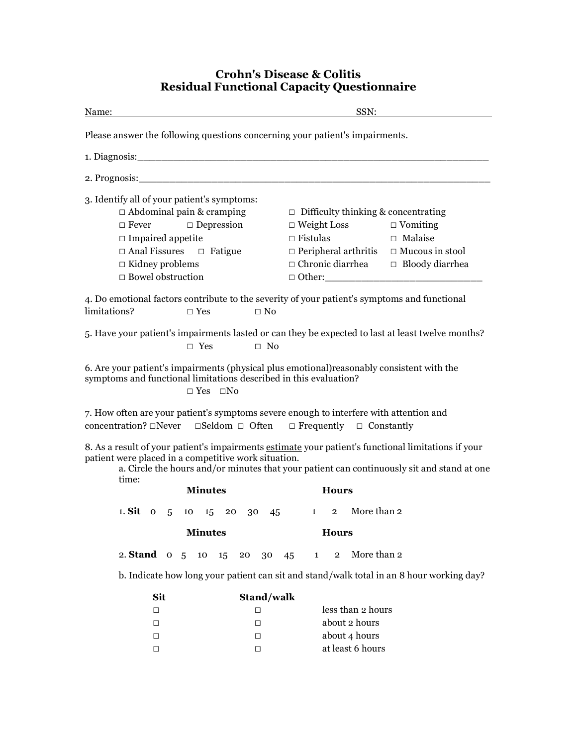# Crohn's Disease & Colitis
# Residual Functional Capacity Questionnaire

Name:_______________________________________ SSN:__________________

Please answer the following questions concerning your patient's impairments.

1. Diagnosis:_______________________________________________________________

2. Prognosis:_______________________________________________________________

3. Identify all of your patient's symptoms:

□ Abdominal pain & cramping □ Difficulty thinking & concentrating
□ Fever □ Depression □ Weight Loss □ Vomiting
□ Impaired appetite □ Fistulas □ Malaise
□ Anal Fissures □ Fatigue □ Peripheral arthritis □ Mucous in stool
□ Kidney problems □ Chronic diarrhea □ Bloody diarrhea
□ Bowel obstruction □ Other:___________________________

4. Do emotional factors contribute to the severity of your patient's symptoms and functional limitations? □ Yes □ No

5. Have your patient's impairments lasted or can they be expected to last at least twelve months?
□ Yes □ No

6. Are your patient's impairments (physical plus emotional)reasonably consistent with the symptoms and functional limitations described in this evaluation?
□ Yes □No

7. How often are your patient's symptoms severe enough to interfere with attention and concentration? □Never □Seldom □ Often □ Frequently □ Constantly

8. As a result of your patient's impairments <u>estimate</u> your patient's functional limitations if your patient were placed in a competitive work situation.

a. Circle the hours and/or minutes that your patient can continuously sit and stand at one time:

| | Minutes | | | | | | | Hours | | |
|---|---|---|---|---|---|---|---|---|---|---|
| 1. **Sit** | 0 | 5 | 10 | 15 | 20 | 30 | 45 | 1 | 2 | More than 2 |
| 2. **Stand** | 0 | 5 | 10 | 15 | 20 | 30 | 45 | 1 | 2 | More than 2 |

b. Indicate how long your patient can sit and stand/walk total in an 8 hour working day?

| **Sit** | **Stand/walk** | |
|---|---|---|
| □ | □ | less than 2 hours |
| □ | □ | about 2 hours |
| □ | □ | about 4 hours |
| □ | □ | at least 6 hours |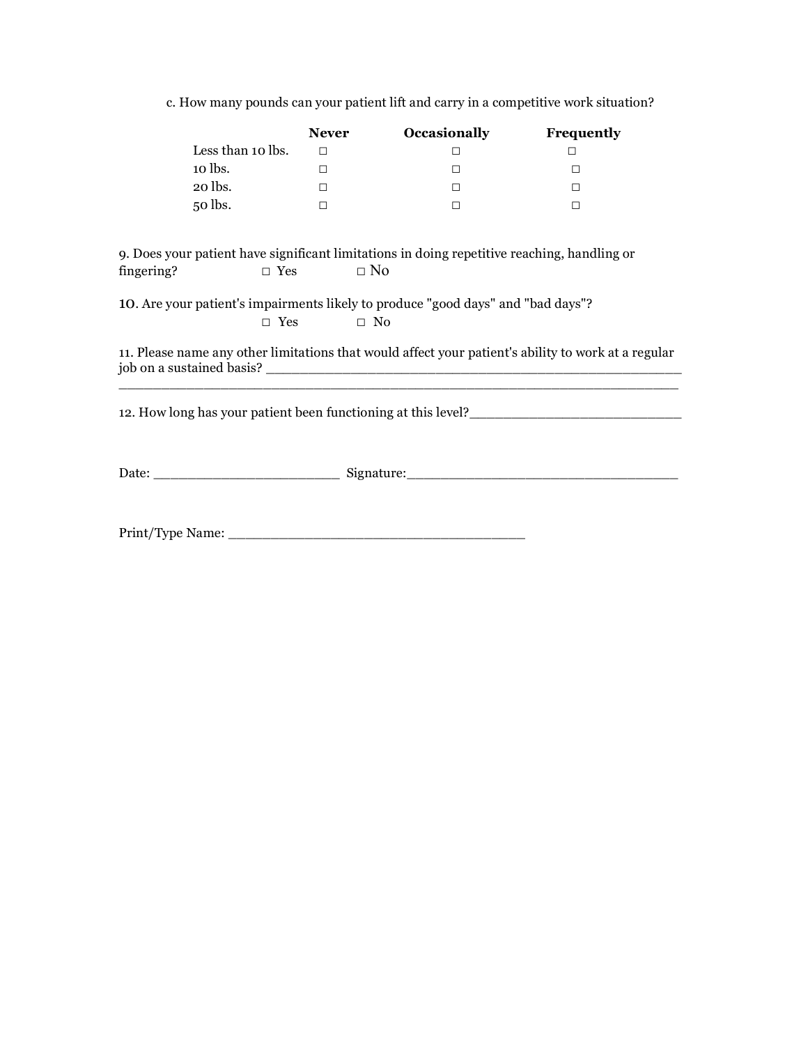c. How many pounds can your patient lift and carry in a competitive work situation?

| | **Never** | **Occasionally** | **Frequently** |
|---|---|---|---|
| Less than 10 lbs. | □ | □ | □ |
| 10 lbs. | □ | □ | □ |
| 20 lbs. | □ | □ | □ |
| 50 lbs. | □ | □ | □ |

9. Does your patient have significant limitations in doing repetitive reaching, handling or fingering? □ Yes □ No

10. Are your patient's impairments likely to produce "good days" and "bad days"?
□ Yes □ No

11. Please name any other limitations that would affect your patient's ability to work at a regular job on a sustained basis? ___________________________________________________________
___________________________________________________________________________

12. How long has your patient been functioning at this level?___________________________

Date: ________________________ Signature:___________________________________

Print/Type Name: ______________________________________